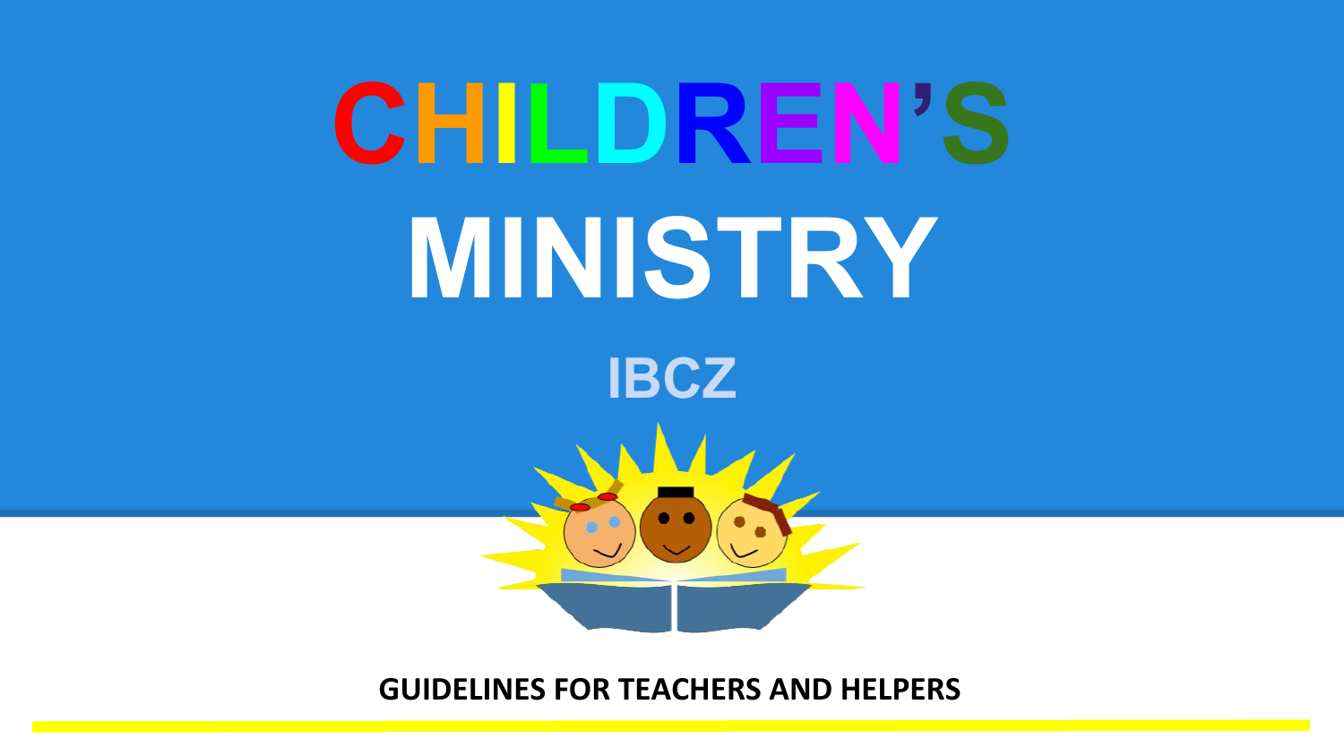# CHILDREN'S MINISTRY

## IBCZ

**GUIDELINES FOR TEACHERS AND HELPERS**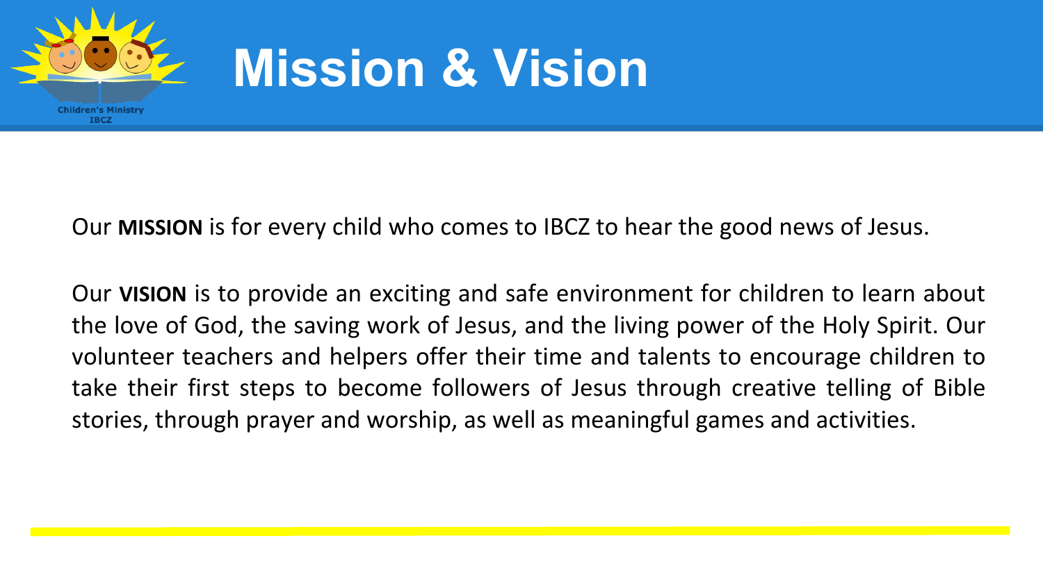# Mission & Vision

Our **MISSION** is for every child who comes to IBCZ to hear the good news of Jesus.

Our **VISION** is to provide an exciting and safe environment for children to learn about the love of God, the saving work of Jesus, and the living power of the Holy Spirit. Our volunteer teachers and helpers offer their time and talents to encourage children to take their first steps to become followers of Jesus through creative telling of Bible stories, through prayer and worship, as well as meaningful games and activities.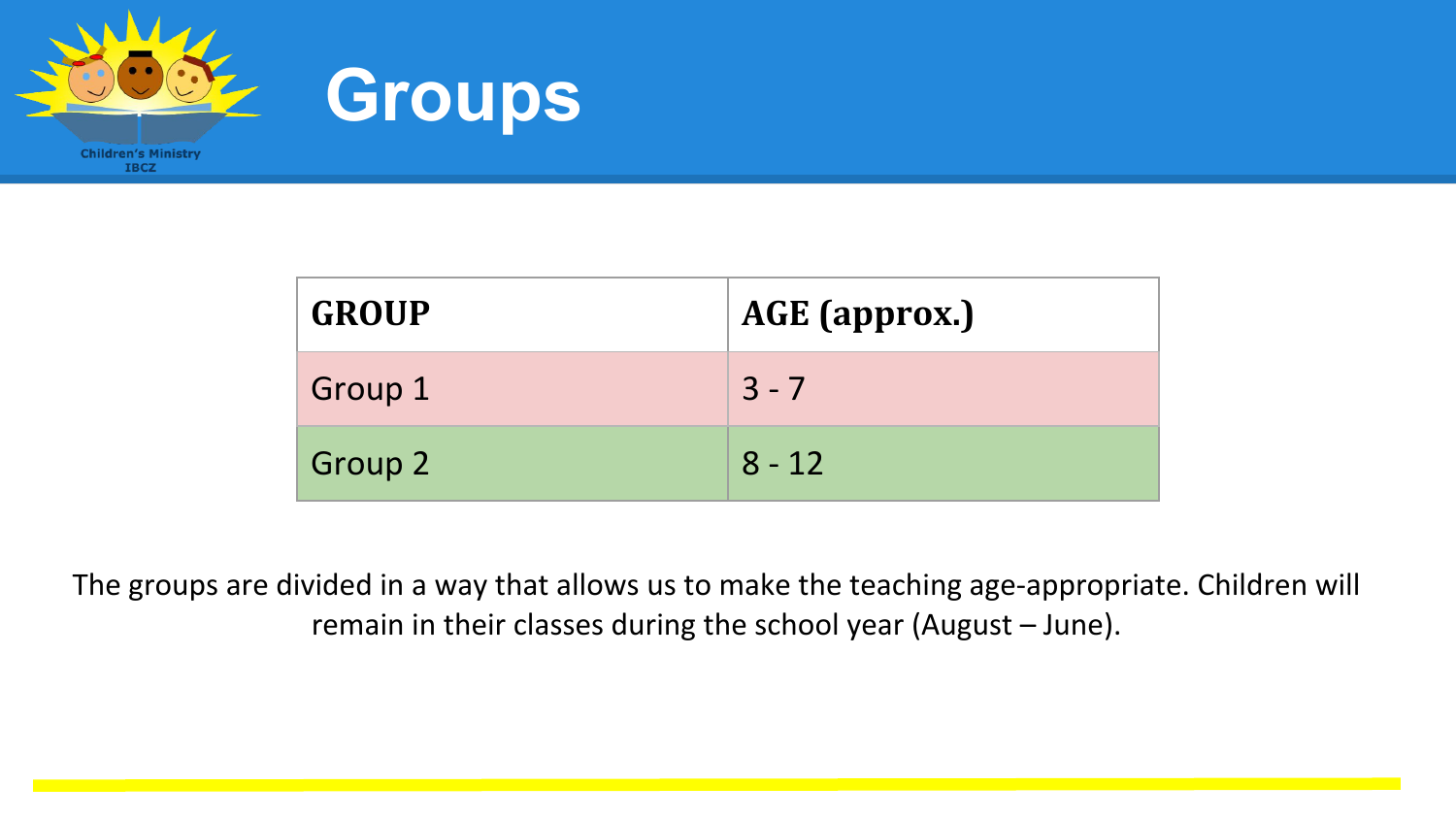# Groups

| GROUP | AGE (approx.) |
| --- | --- |
| Group 1 | 3 - 7 |
| Group 2 | 8 - 12 |

The groups are divided in a way that allows us to make the teaching age-appropriate. Children will remain in their classes during the school year (August – June).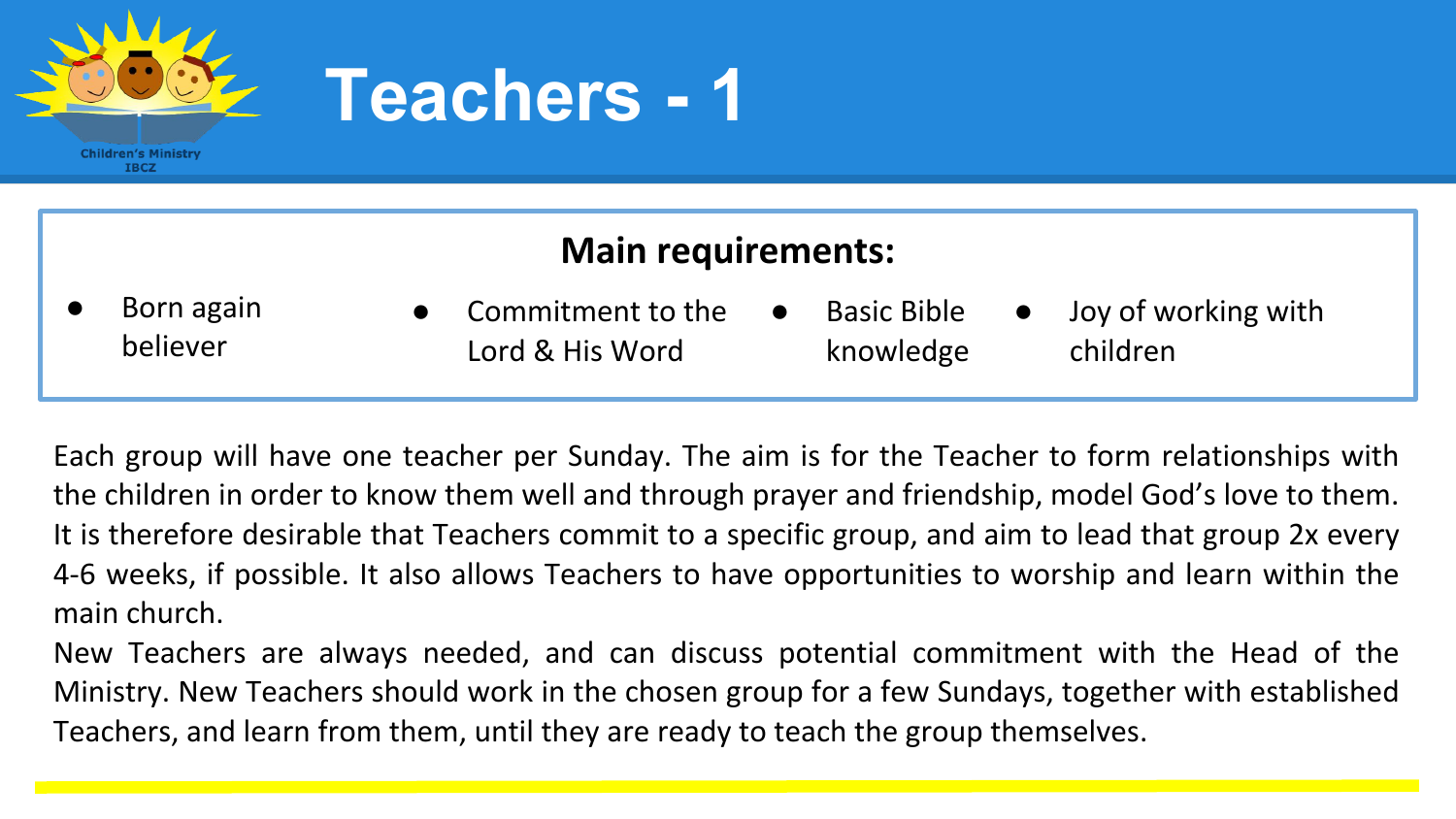# Teachers - 1

## Main requirements:

- Born again believer
- Commitment to the Lord & His Word
- Basic Bible knowledge
- Joy of working with children

Each group will have one teacher per Sunday. The aim is for the Teacher to form relationships with the children in order to know them well and through prayer and friendship, model God's love to them. It is therefore desirable that Teachers commit to a specific group, and aim to lead that group 2x every 4-6 weeks, if possible. It also allows Teachers to have opportunities to worship and learn within the main church.

New Teachers are always needed, and can discuss potential commitment with the Head of the Ministry. New Teachers should work in the chosen group for a few Sundays, together with established Teachers, and learn from them, until they are ready to teach the group themselves.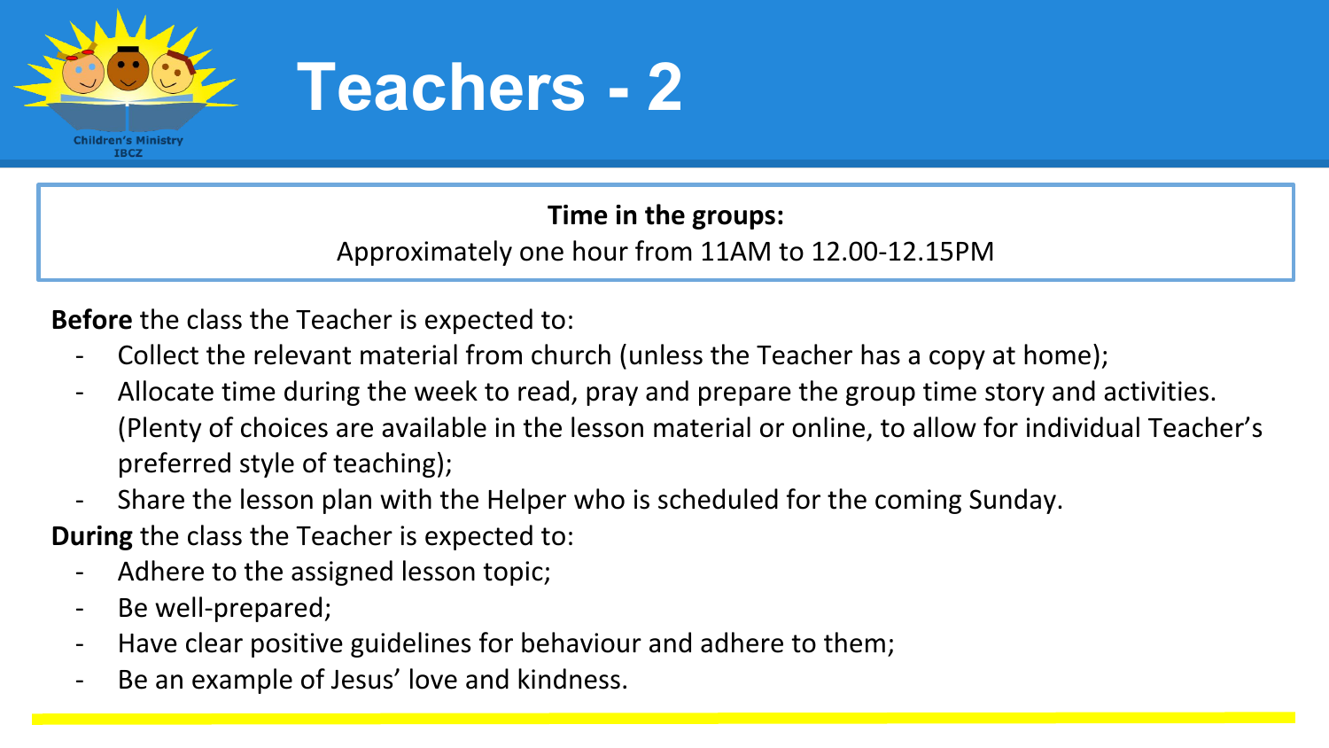# Teachers - 2

**Time in the groups:**

Approximately one hour from 11AM to 12.00-12.15PM

**Before** the class the Teacher is expected to:

- Collect the relevant material from church (unless the Teacher has a copy at home);
- Allocate time during the week to read, pray and prepare the group time story and activities. (Plenty of choices are available in the lesson material or online, to allow for individual Teacher's preferred style of teaching);
- Share the lesson plan with the Helper who is scheduled for the coming Sunday.

**During** the class the Teacher is expected to:

- Adhere to the assigned lesson topic;
- Be well-prepared;
- Have clear positive guidelines for behaviour and adhere to them;
- Be an example of Jesus' love and kindness.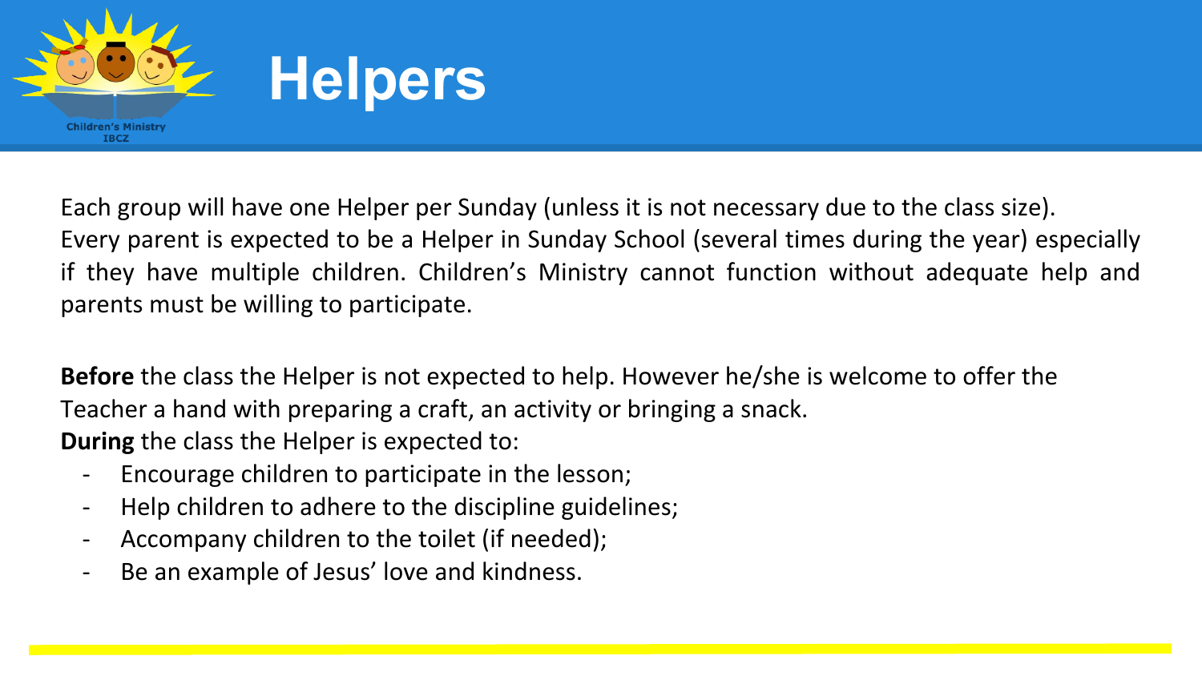# Helpers

Each group will have one Helper per Sunday (unless it is not necessary due to the class size). Every parent is expected to be a Helper in Sunday School (several times during the year) especially if they have multiple children. Children's Ministry cannot function without adequate help and parents must be willing to participate.

**Before** the class the Helper is not expected to help. However he/she is welcome to offer the Teacher a hand with preparing a craft, an activity or bringing a snack.
**During** the class the Helper is expected to:

- Encourage children to participate in the lesson;
- Help children to adhere to the discipline guidelines;
- Accompany children to the toilet (if needed);
- Be an example of Jesus' love and kindness.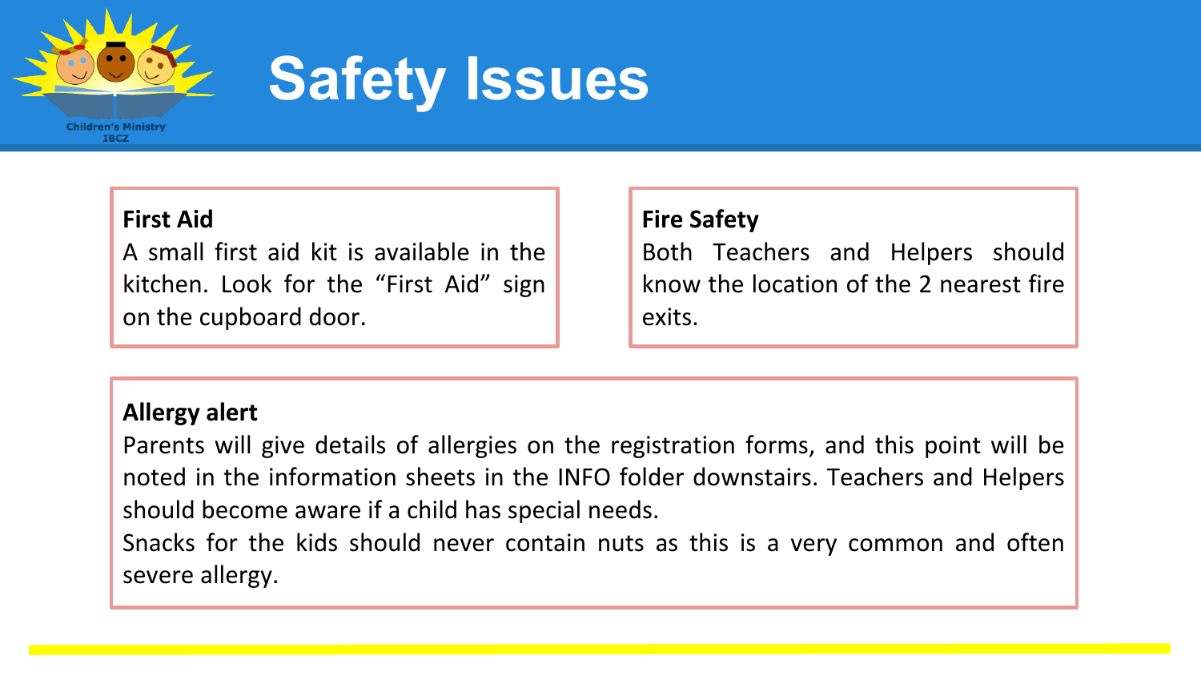# Safety Issues

**First Aid**

A small first aid kit is available in the kitchen. Look for the “First Aid” sign on the cupboard door.

**Fire Safety**

Both Teachers and Helpers should know the location of the 2 nearest fire exits.

**Allergy alert**

Parents will give details of allergies on the registration forms, and this point will be noted in the information sheets in the INFO folder downstairs. Teachers and Helpers should become aware if a child has special needs.

Snacks for the kids should never contain nuts as this is a very common and often severe allergy.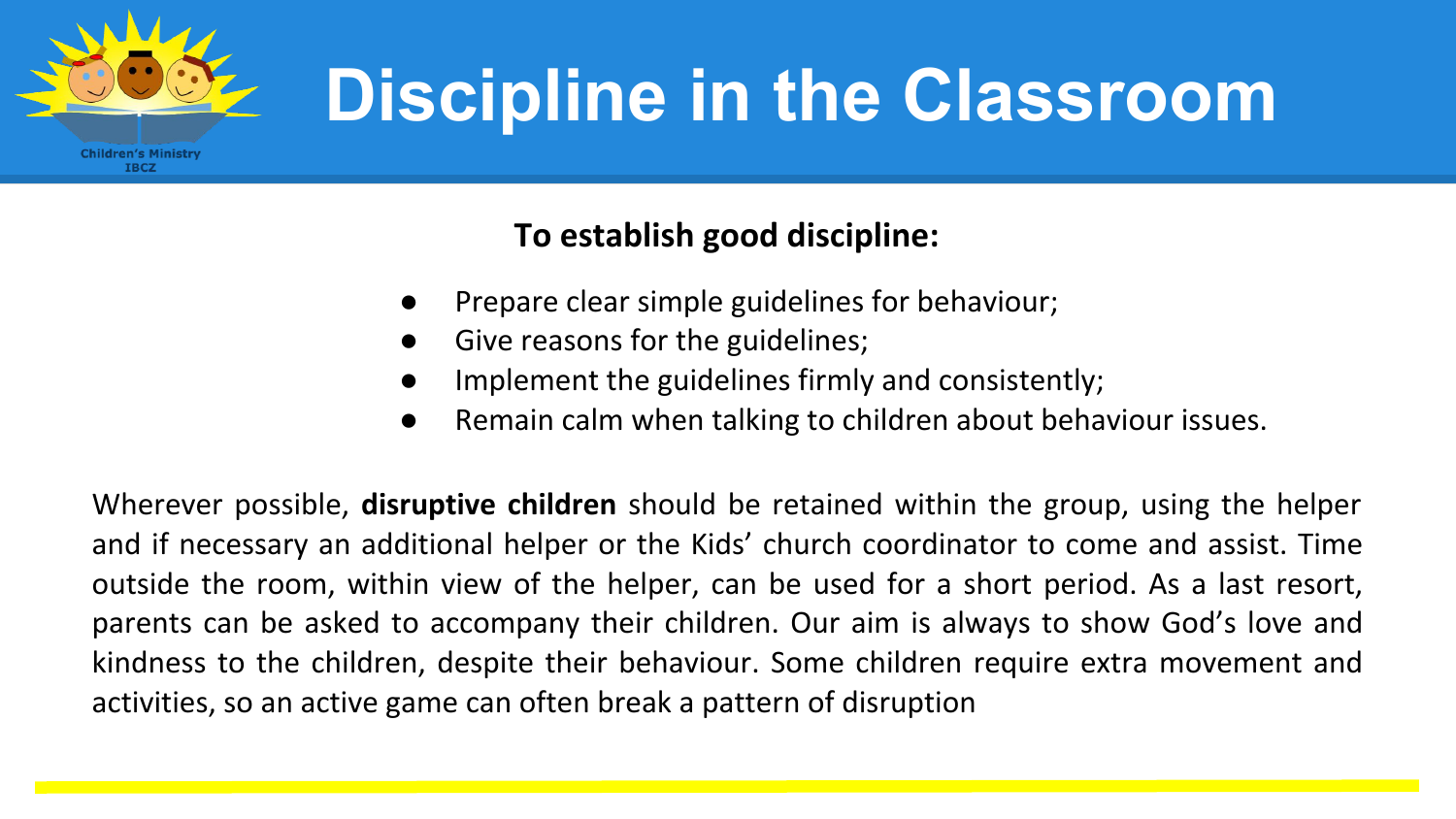# Discipline in the Classroom

**To establish good discipline:**

- Prepare clear simple guidelines for behaviour;
- Give reasons for the guidelines;
- Implement the guidelines firmly and consistently;
- Remain calm when talking to children about behaviour issues.

Wherever possible, **disruptive children** should be retained within the group, using the helper and if necessary an additional helper or the Kids' church coordinator to come and assist. Time outside the room, within view of the helper, can be used for a short period. As a last resort, parents can be asked to accompany their children. Our aim is always to show God's love and kindness to the children, despite their behaviour. Some children require extra movement and activities, so an active game can often break a pattern of disruption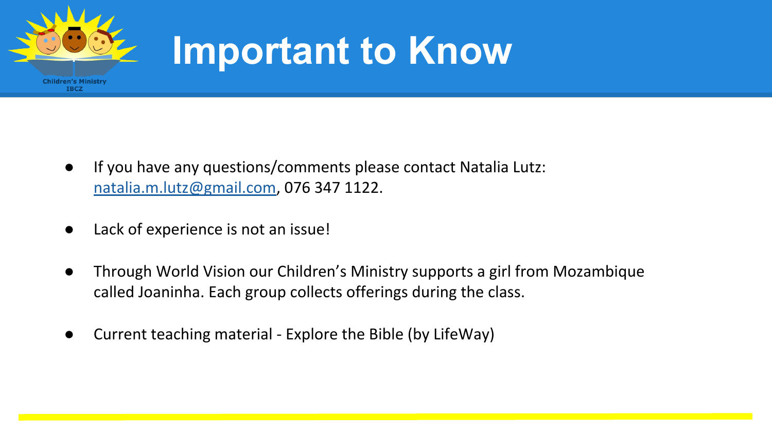# Important to Know

- If you have any questions/comments please contact Natalia Lutz: natalia.m.lutz@gmail.com, 076 347 1122.
- Lack of experience is not an issue!
- Through World Vision our Children's Ministry supports a girl from Mozambique called Joaninha. Each group collects offerings during the class.
- Current teaching material - Explore the Bible (by LifeWay)